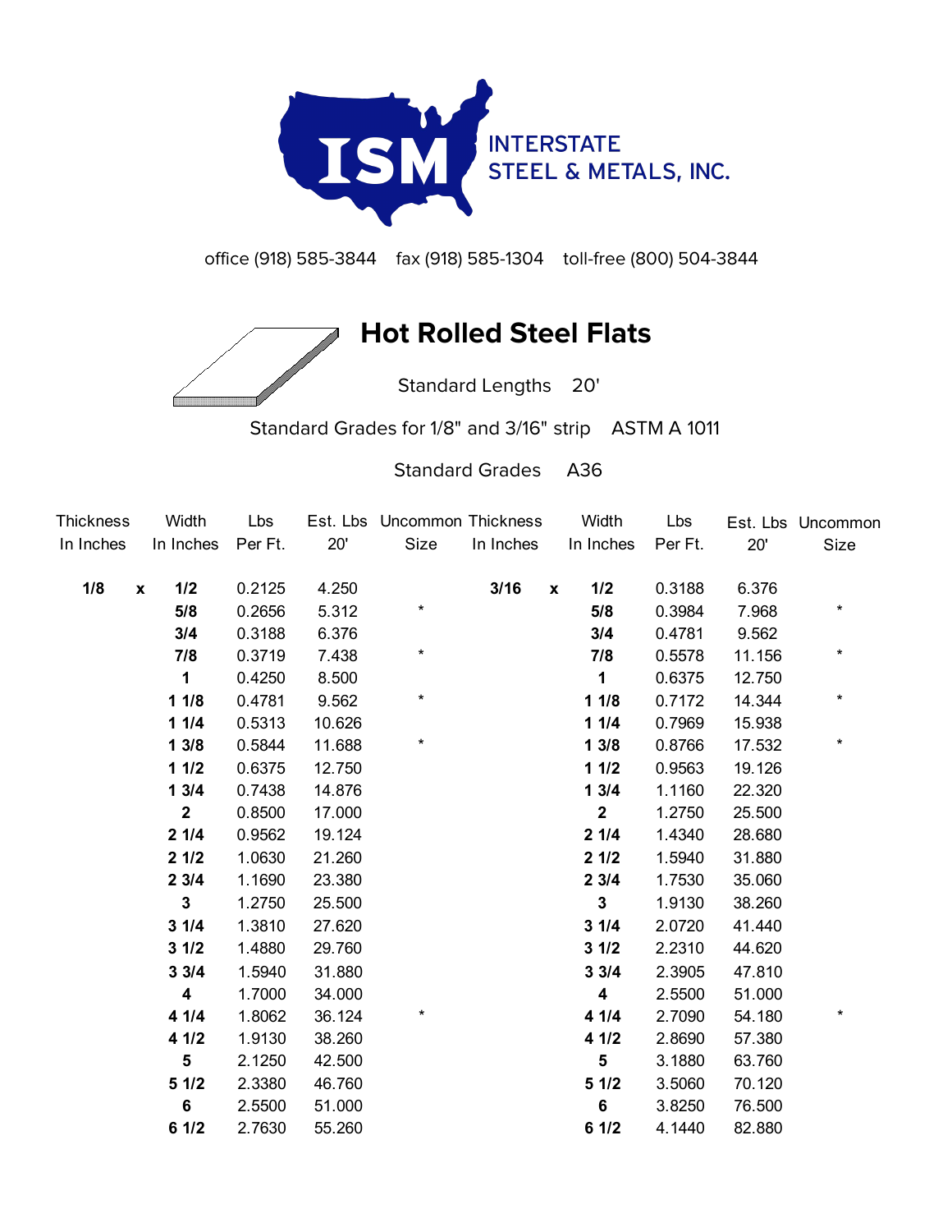INTERSTATE STEEL & METALS, INC.

office (918) 585-3844 fax (918) 585-1304 toll-free (800) 504-3844

# Hot Rolled Steel Flats

Standard Lengths 20'

Standard Grades for 1/8" and 3/16" strip ASTM A 1011

Standard Grades A36

| Thickness In Inches | | Width In Inches | Lbs Per Ft. | Est. Lbs 20' | Uncommon Size | Thickness In Inches | | Width In Inches | Lbs Per Ft. | Est. Lbs 20' | Uncommon Size |
|---|---|---|---|---|---|---|---|---|---|---|---|
| **1/8** | **x** | **1/2** | 0.2125 | 4.250 | | **3/16** | **x** | **1/2** | 0.3188 | 6.376 | |
| | | **5/8** | 0.2656 | 5.312 | * | | | **5/8** | 0.3984 | 7.968 | * |
| | | **3/4** | 0.3188 | 6.376 | | | | **3/4** | 0.4781 | 9.562 | |
| | | **7/8** | 0.3719 | 7.438 | * | | | **7/8** | 0.5578 | 11.156 | * |
| | | **1** | 0.4250 | 8.500 | | | | **1** | 0.6375 | 12.750 | |
| | | **1 1/8** | 0.4781 | 9.562 | * | | | **1 1/8** | 0.7172 | 14.344 | * |
| | | **1 1/4** | 0.5313 | 10.626 | | | | **1 1/4** | 0.7969 | 15.938 | |
| | | **1 3/8** | 0.5844 | 11.688 | * | | | **1 3/8** | 0.8766 | 17.532 | * |
| | | **1 1/2** | 0.6375 | 12.750 | | | | **1 1/2** | 0.9563 | 19.126 | |
| | | **1 3/4** | 0.7438 | 14.876 | | | | **1 3/4** | 1.1160 | 22.320 | |
| | | **2** | 0.8500 | 17.000 | | | | **2** | 1.2750 | 25.500 | |
| | | **2 1/4** | 0.9562 | 19.124 | | | | **2 1/4** | 1.4340 | 28.680 | |
| | | **2 1/2** | 1.0630 | 21.260 | | | | **2 1/2** | 1.5940 | 31.880 | |
| | | **2 3/4** | 1.1690 | 23.380 | | | | **2 3/4** | 1.7530 | 35.060 | |
| | | **3** | 1.2750 | 25.500 | | | | **3** | 1.9130 | 38.260 | |
| | | **3 1/4** | 1.3810 | 27.620 | | | | **3 1/4** | 2.0720 | 41.440 | |
| | | **3 1/2** | 1.4880 | 29.760 | | | | **3 1/2** | 2.2310 | 44.620 | |
| | | **3 3/4** | 1.5940 | 31.880 | | | | **3 3/4** | 2.3905 | 47.810 | |
| | | **4** | 1.7000 | 34.000 | | | | **4** | 2.5500 | 51.000 | |
| | | **4 1/4** | 1.8062 | 36.124 | * | | | **4 1/4** | 2.7090 | 54.180 | * |
| | | **4 1/2** | 1.9130 | 38.260 | | | | **4 1/2** | 2.8690 | 57.380 | |
| | | **5** | 2.1250 | 42.500 | | | | **5** | 3.1880 | 63.760 | |
| | | **5 1/2** | 2.3380 | 46.760 | | | | **5 1/2** | 3.5060 | 70.120 | |
| | | **6** | 2.5500 | 51.000 | | | | **6** | 3.8250 | 76.500 | |
| | | **6 1/2** | 2.7630 | 55.260 | | | | **6 1/2** | 4.1440 | 82.880 | |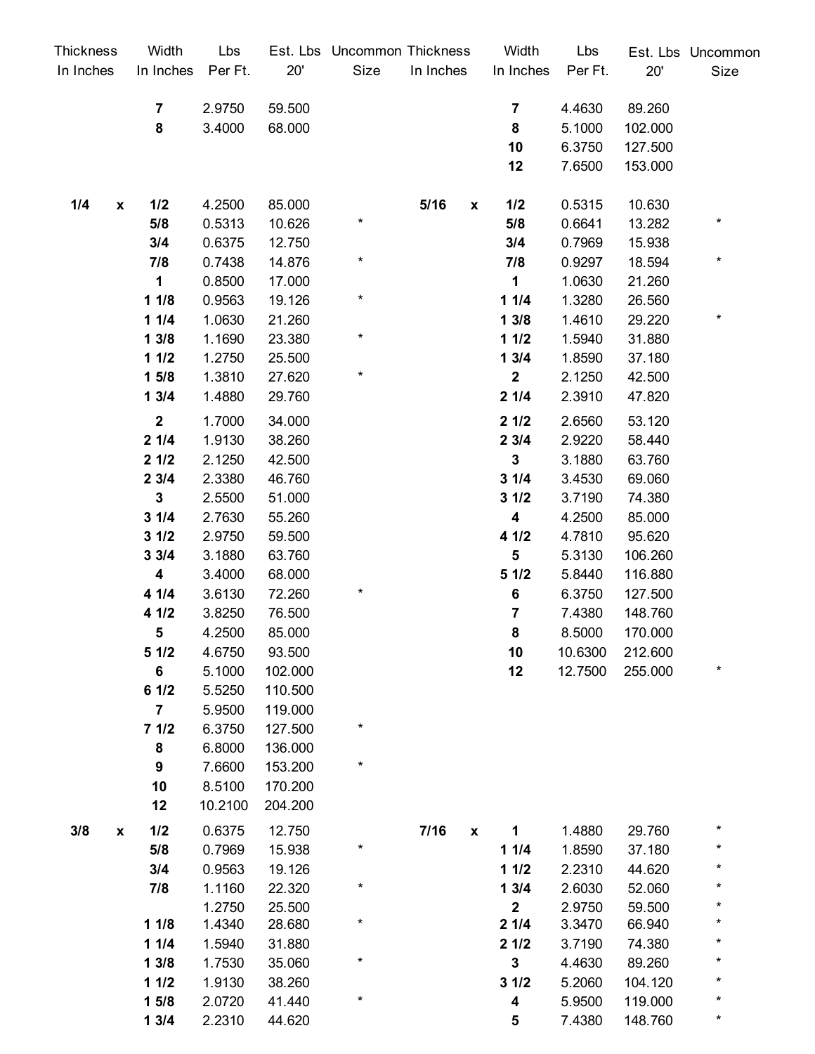| Thickness In Inches | | Width In Inches | Lbs Per Ft. | Est. Lbs 20' | Uncommon Size | Thickness In Inches | | Width In Inches | Lbs Per Ft. | Est. Lbs 20' | Uncommon Size |
|---|---|---|---|---|---|---|---|---|---|---|---|
| | | **7** | 2.9750 | 59.500 | | | | **7** | 4.4630 | 89.260 | |
| | | **8** | 3.4000 | 68.000 | | | | **8** | 5.1000 | 102.000 | |
| | | | | | | | | **10** | 6.3750 | 127.500 | |
| | | | | | | | | **12** | 7.6500 | 153.000 | |
| **1/4** | **x** | **1/2** | 4.2500 | 85.000 | | **5/16** | **x** | **1/2** | 0.5315 | 10.630 | |
| | | **5/8** | 0.5313 | 10.626 | * | | | **5/8** | 0.6641 | 13.282 | * |
| | | **3/4** | 0.6375 | 12.750 | | | | **3/4** | 0.7969 | 15.938 | |
| | | **7/8** | 0.7438 | 14.876 | * | | | **7/8** | 0.9297 | 18.594 | * |
| | | **1** | 0.8500 | 17.000 | | | | **1** | 1.0630 | 21.260 | |
| | | **1 1/8** | 0.9563 | 19.126 | * | | | **1 1/4** | 1.3280 | 26.560 | |
| | | **1 1/4** | 1.0630 | 21.260 | | | | **1 3/8** | 1.4610 | 29.220 | * |
| | | **1 3/8** | 1.1690 | 23.380 | * | | | **1 1/2** | 1.5940 | 31.880 | |
| | | **1 1/2** | 1.2750 | 25.500 | | | | **1 3/4** | 1.8590 | 37.180 | |
| | | **1 5/8** | 1.3810 | 27.620 | * | | | **2** | 2.1250 | 42.500 | |
| | | **1 3/4** | 1.4880 | 29.760 | | | | **2 1/4** | 2.3910 | 47.820 | |
| | | **2** | 1.7000 | 34.000 | | | | **2 1/2** | 2.6560 | 53.120 | |
| | | **2 1/4** | 1.9130 | 38.260 | | | | **2 3/4** | 2.9220 | 58.440 | |
| | | **2 1/2** | 2.1250 | 42.500 | | | | **3** | 3.1880 | 63.760 | |
| | | **2 3/4** | 2.3380 | 46.760 | | | | **3 1/4** | 3.4530 | 69.060 | |
| | | **3** | 2.5500 | 51.000 | | | | **3 1/2** | 3.7190 | 74.380 | |
| | | **3 1/4** | 2.7630 | 55.260 | | | | **4** | 4.2500 | 85.000 | |
| | | **3 1/2** | 2.9750 | 59.500 | | | | **4 1/2** | 4.7810 | 95.620 | |
| | | **3 3/4** | 3.1880 | 63.760 | | | | **5** | 5.3130 | 106.260 | |
| | | **4** | 3.4000 | 68.000 | | | | **5 1/2** | 5.8440 | 116.880 | |
| | | **4 1/4** | 3.6130 | 72.260 | * | | | **6** | 6.3750 | 127.500 | |
| | | **4 1/2** | 3.8250 | 76.500 | | | | **7** | 7.4380 | 148.760 | |
| | | **5** | 4.2500 | 85.000 | | | | **8** | 8.5000 | 170.000 | |
| | | **5 1/2** | 4.6750 | 93.500 | | | | **10** | 10.6300 | 212.600 | |
| | | **6** | 5.1000 | 102.000 | | | | **12** | 12.7500 | 255.000 | * |
| | | **6 1/2** | 5.5250 | 110.500 | | | | | | | |
| | | **7** | 5.9500 | 119.000 | | | | | | | |
| | | **7 1/2** | 6.3750 | 127.500 | * | | | | | | |
| | | **8** | 6.8000 | 136.000 | | | | | | | |
| | | **9** | 7.6600 | 153.200 | * | | | | | | |
| | | **10** | 8.5100 | 170.200 | | | | | | | |
| | | **12** | 10.2100 | 204.200 | | | | | | | |
| **3/8** | **x** | **1/2** | 0.6375 | 12.750 | | **7/16** | **x** | **1** | 1.4880 | 29.760 | * |
| | | **5/8** | 0.7969 | 15.938 | * | | | **1 1/4** | 1.8590 | 37.180 | * |
| | | **3/4** | 0.9563 | 19.126 | | | | **1 1/2** | 2.2310 | 44.620 | * |
| | | **7/8** | 1.1160 | 22.320 | * | | | **1 3/4** | 2.6030 | 52.060 | * |
| | | | 1.2750 | 25.500 | | | | **2** | 2.9750 | 59.500 | * |
| | | **1 1/8** | 1.4340 | 28.680 | * | | | **2 1/4** | 3.3470 | 66.940 | * |
| | | **1 1/4** | 1.5940 | 31.880 | | | | **2 1/2** | 3.7190 | 74.380 | * |
| | | **1 3/8** | 1.7530 | 35.060 | * | | | **3** | 4.4630 | 89.260 | * |
| | | **1 1/2** | 1.9130 | 38.260 | | | | **3 1/2** | 5.2060 | 104.120 | * |
| | | **1 5/8** | 2.0720 | 41.440 | * | | | **4** | 5.9500 | 119.000 | * |
| | | **1 3/4** | 2.2310 | 44.620 | | | | **5** | 7.4380 | 148.760 | * |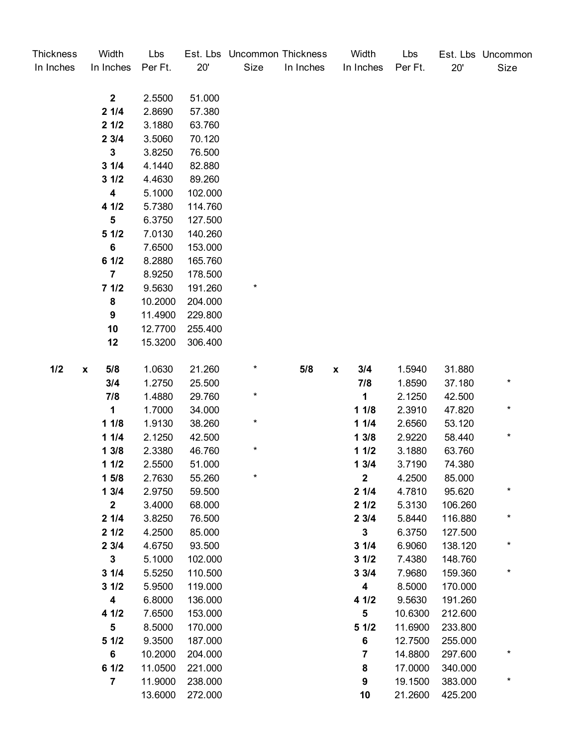| Thickness In Inches | | Width In Inches | Lbs Per Ft. | Est. Lbs 20' | Uncommon Size | Thickness In Inches | | Width In Inches | Lbs Per Ft. | Est. Lbs 20' | Uncommon Size |
|---|---|---|---|---|---|---|---|---|---|---|---|
| | | **2** | 2.5500 | 51.000 | | | | | | | |
| | | **2 1/4** | 2.8690 | 57.380 | | | | | | | |
| | | **2 1/2** | 3.1880 | 63.760 | | | | | | | |
| | | **2 3/4** | 3.5060 | 70.120 | | | | | | | |
| | | **3** | 3.8250 | 76.500 | | | | | | | |
| | | **3 1/4** | 4.1440 | 82.880 | | | | | | | |
| | | **3 1/2** | 4.4630 | 89.260 | | | | | | | |
| | | **4** | 5.1000 | 102.000 | | | | | | | |
| | | **4 1/2** | 5.7380 | 114.760 | | | | | | | |
| | | **5** | 6.3750 | 127.500 | | | | | | | |
| | | **5 1/2** | 7.0130 | 140.260 | | | | | | | |
| | | **6** | 7.6500 | 153.000 | | | | | | | |
| | | **6 1/2** | 8.2880 | 165.760 | | | | | | | |
| | | **7** | 8.9250 | 178.500 | | | | | | | |
| | | **7 1/2** | 9.5630 | 191.260 | * | | | | | | |
| | | **8** | 10.2000 | 204.000 | | | | | | | |
| | | **9** | 11.4900 | 229.800 | | | | | | | |
| | | **10** | 12.7700 | 255.400 | | | | | | | |
| | | **12** | 15.3200 | 306.400 | | | | | | | |
| **1/2** | **x** | **5/8** | 1.0630 | 21.260 | * | **5/8** | **x** | **3/4** | 1.5940 | 31.880 | |
| | | **3/4** | 1.2750 | 25.500 | | | | **7/8** | 1.8590 | 37.180 | * |
| | | **7/8** | 1.4880 | 29.760 | * | | | **1** | 2.1250 | 42.500 | |
| | | **1** | 1.7000 | 34.000 | | | | **1 1/8** | 2.3910 | 47.820 | * |
| | | **1 1/8** | 1.9130 | 38.260 | * | | | **1 1/4** | 2.6560 | 53.120 | |
| | | **1 1/4** | 2.1250 | 42.500 | | | | **1 3/8** | 2.9220 | 58.440 | * |
| | | **1 3/8** | 2.3380 | 46.760 | * | | | **1 1/2** | 3.1880 | 63.760 | |
| | | **1 1/2** | 2.5500 | 51.000 | | | | **1 3/4** | 3.7190 | 74.380 | |
| | | **1 5/8** | 2.7630 | 55.260 | * | | | **2** | 4.2500 | 85.000 | |
| | | **1 3/4** | 2.9750 | 59.500 | | | | **2 1/4** | 4.7810 | 95.620 | * |
| | | **2** | 3.4000 | 68.000 | | | | **2 1/2** | 5.3130 | 106.260 | |
| | | **2 1/4** | 3.8250 | 76.500 | | | | **2 3/4** | 5.8440 | 116.880 | * |
| | | **2 1/2** | 4.2500 | 85.000 | | | | **3** | 6.3750 | 127.500 | |
| | | **2 3/4** | 4.6750 | 93.500 | | | | **3 1/4** | 6.9060 | 138.120 | * |
| | | **3** | 5.1000 | 102.000 | | | | **3 1/2** | 7.4380 | 148.760 | |
| | | **3 1/4** | 5.5250 | 110.500 | | | | **3 3/4** | 7.9680 | 159.360 | * |
| | | **3 1/2** | 5.9500 | 119.000 | | | | **4** | 8.5000 | 170.000 | |
| | | **4** | 6.8000 | 136.000 | | | | **4 1/2** | 9.5630 | 191.260 | |
| | | **4 1/2** | 7.6500 | 153.000 | | | | **5** | 10.6300 | 212.600 | |
| | | **5** | 8.5000 | 170.000 | | | | **5 1/2** | 11.6900 | 233.800 | |
| | | **5 1/2** | 9.3500 | 187.000 | | | | **6** | 12.7500 | 255.000 | |
| | | **6** | 10.2000 | 204.000 | | | | **7** | 14.8800 | 297.600 | * |
| | | **6 1/2** | 11.0500 | 221.000 | | | | **8** | 17.0000 | 340.000 | |
| | | **7** | 11.9000 | 238.000 | | | | **9** | 19.1500 | 383.000 | * |
| | | | 13.6000 | 272.000 | | | | **10** | 21.2600 | 425.200 | |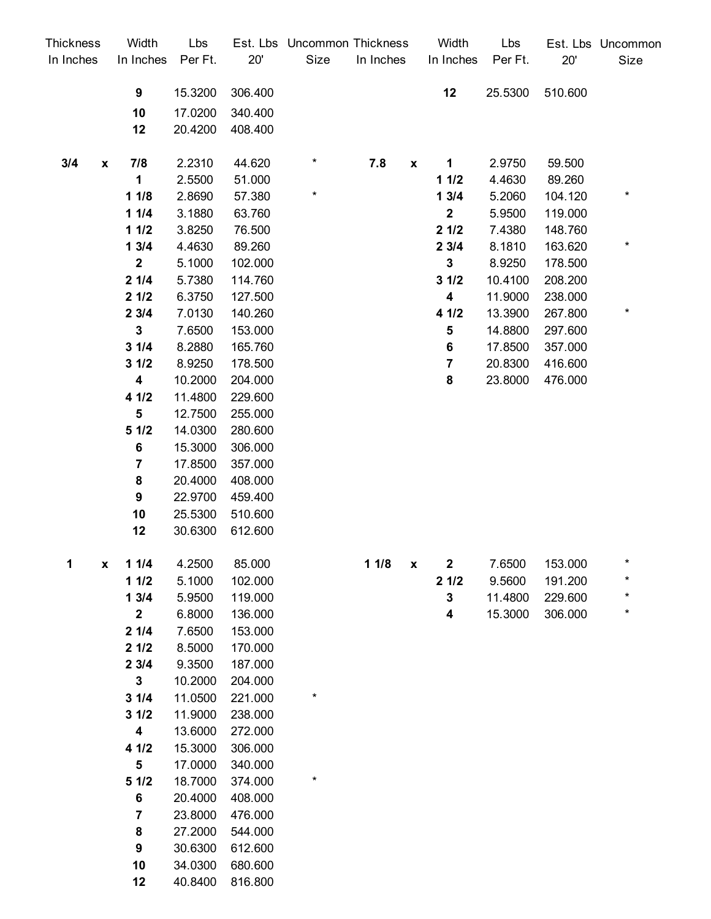| Thickness In Inches | | Width In Inches | Lbs Per Ft. | Est. Lbs 20' | Uncommon Size | Thickness In Inches | | Width In Inches | Lbs Per Ft. | Est. Lbs 20' | Uncommon Size |
|---|---|---|---|---|---|---|---|---|---|---|---|
| | | **9** | 15.3200 | 306.400 | | | | **12** | 25.5300 | 510.600 | |
| | | **10** | 17.0200 | 340.400 | | | | | | | |
| | | **12** | 20.4200 | 408.400 | | | | | | | |
| **3/4** | **x** | **7/8** | 2.2310 | 44.620 | * | **7.8** | **x** | **1** | 2.9750 | 59.500 | |
| | | **1** | 2.5500 | 51.000 | | | | **1 1/2** | 4.4630 | 89.260 | |
| | | **1 1/8** | 2.8690 | 57.380 | * | | | **1 3/4** | 5.2060 | 104.120 | * |
| | | **1 1/4** | 3.1880 | 63.760 | | | | **2** | 5.9500 | 119.000 | |
| | | **1 1/2** | 3.8250 | 76.500 | | | | **2 1/2** | 7.4380 | 148.760 | |
| | | **1 3/4** | 4.4630 | 89.260 | | | | **2 3/4** | 8.1810 | 163.620 | * |
| | | **2** | 5.1000 | 102.000 | | | | **3** | 8.9250 | 178.500 | |
| | | **2 1/4** | 5.7380 | 114.760 | | | | **3 1/2** | 10.4100 | 208.200 | |
| | | **2 1/2** | 6.3750 | 127.500 | | | | **4** | 11.9000 | 238.000 | |
| | | **2 3/4** | 7.0130 | 140.260 | | | | **4 1/2** | 13.3900 | 267.800 | * |
| | | **3** | 7.6500 | 153.000 | | | | **5** | 14.8800 | 297.600 | |
| | | **3 1/4** | 8.2880 | 165.760 | | | | **6** | 17.8500 | 357.000 | |
| | | **3 1/2** | 8.9250 | 178.500 | | | | **7** | 20.8300 | 416.600 | |
| | | **4** | 10.2000 | 204.000 | | | | **8** | 23.8000 | 476.000 | |
| | | **4 1/2** | 11.4800 | 229.600 | | | | | | | |
| | | **5** | 12.7500 | 255.000 | | | | | | | |
| | | **5 1/2** | 14.0300 | 280.600 | | | | | | | |
| | | **6** | 15.3000 | 306.000 | | | | | | | |
| | | **7** | 17.8500 | 357.000 | | | | | | | |
| | | **8** | 20.4000 | 408.000 | | | | | | | |
| | | **9** | 22.9700 | 459.400 | | | | | | | |
| | | **10** | 25.5300 | 510.600 | | | | | | | |
| | | **12** | 30.6300 | 612.600 | | | | | | | |
| **1** | **x** | **1 1/4** | 4.2500 | 85.000 | | **1 1/8** | **x** | **2** | 7.6500 | 153.000 | * |
| | | **1 1/2** | 5.1000 | 102.000 | | | | **2 1/2** | 9.5600 | 191.200 | * |
| | | **1 3/4** | 5.9500 | 119.000 | | | | **3** | 11.4800 | 229.600 | * |
| | | **2** | 6.8000 | 136.000 | | | | **4** | 15.3000 | 306.000 | * |
| | | **2 1/4** | 7.6500 | 153.000 | | | | | | | |
| | | **2 1/2** | 8.5000 | 170.000 | | | | | | | |
| | | **2 3/4** | 9.3500 | 187.000 | | | | | | | |
| | | **3** | 10.2000 | 204.000 | | | | | | | |
| | | **3 1/4** | 11.0500 | 221.000 | * | | | | | | |
| | | **3 1/2** | 11.9000 | 238.000 | | | | | | | |
| | | **4** | 13.6000 | 272.000 | | | | | | | |
| | | **4 1/2** | 15.3000 | 306.000 | | | | | | | |
| | | **5** | 17.0000 | 340.000 | | | | | | | |
| | | **5 1/2** | 18.7000 | 374.000 | * | | | | | | |
| | | **6** | 20.4000 | 408.000 | | | | | | | |
| | | **7** | 23.8000 | 476.000 | | | | | | | |
| | | **8** | 27.2000 | 544.000 | | | | | | | |
| | | **9** | 30.6300 | 612.600 | | | | | | | |
| | | **10** | 34.0300 | 680.600 | | | | | | | |
| | | **12** | 40.8400 | 816.800 | | | | | | | |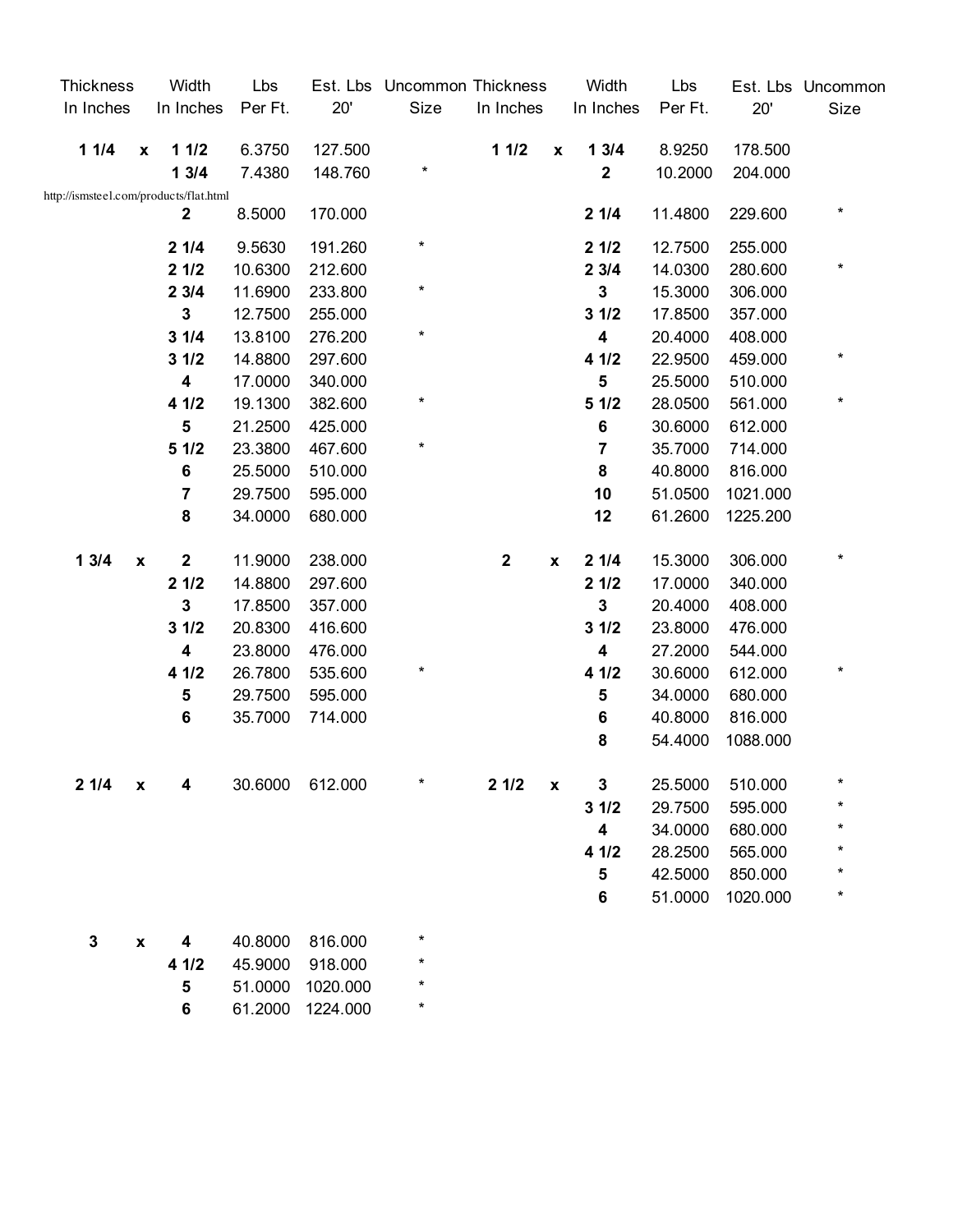| Thickness In Inches | | Width In Inches | Lbs Per Ft. | Est. Lbs 20' | Uncommon Size | Thickness In Inches | | Width In Inches | Lbs Per Ft. | Est. Lbs 20' | Uncommon Size |
|---|---|---|---|---|---|---|---|---|---|---|---|
| **1 1/4** | **x** | **1 1/2** | 6.3750 | 127.500 | | **1 1/2** | **x** | **1 3/4** | 8.9250 | 178.500 | |
| | | **1 3/4** | 7.4380 | 148.760 | * | | | **2** | 10.2000 | 204.000 | |
| | | **2** | 8.5000 | 170.000 | | | | **2 1/4** | 11.4800 | 229.600 | * |
| | | **2 1/4** | 9.5630 | 191.260 | * | | | **2 1/2** | 12.7500 | 255.000 | |
| | | **2 1/2** | 10.6300 | 212.600 | | | | **2 3/4** | 14.0300 | 280.600 | * |
| | | **2 3/4** | 11.6900 | 233.800 | * | | | **3** | 15.3000 | 306.000 | |
| | | **3** | 12.7500 | 255.000 | | | | **3 1/2** | 17.8500 | 357.000 | |
| | | **3 1/4** | 13.8100 | 276.200 | * | | | **4** | 20.4000 | 408.000 | |
| | | **3 1/2** | 14.8800 | 297.600 | | | | **4 1/2** | 22.9500 | 459.000 | * |
| | | **4** | 17.0000 | 340.000 | | | | **5** | 25.5000 | 510.000 | |
| | | **4 1/2** | 19.1300 | 382.600 | * | | | **5 1/2** | 28.0500 | 561.000 | * |
| | | **5** | 21.2500 | 425.000 | | | | **6** | 30.6000 | 612.000 | |
| | | **5 1/2** | 23.3800 | 467.600 | * | | | **7** | 35.7000 | 714.000 | |
| | | **6** | 25.5000 | 510.000 | | | | **8** | 40.8000 | 816.000 | |
| | | **7** | 29.7500 | 595.000 | | | | **10** | 51.0500 | 1021.000 | |
| | | **8** | 34.0000 | 680.000 | | | | **12** | 61.2600 | 1225.200 | |
| **1 3/4** | **x** | **2** | 11.9000 | 238.000 | | **2** | **x** | **2 1/4** | 15.3000 | 306.000 | * |
| | | **2 1/2** | 14.8800 | 297.600 | | | | **2 1/2** | 17.0000 | 340.000 | |
| | | **3** | 17.8500 | 357.000 | | | | **3** | 20.4000 | 408.000 | |
| | | **3 1/2** | 20.8300 | 416.600 | | | | **3 1/2** | 23.8000 | 476.000 | |
| | | **4** | 23.8000 | 476.000 | | | | **4** | 27.2000 | 544.000 | |
| | | **4 1/2** | 26.7800 | 535.600 | * | | | **4 1/2** | 30.6000 | 612.000 | * |
| | | **5** | 29.7500 | 595.000 | | | | **5** | 34.0000 | 680.000 | |
| | | **6** | 35.7000 | 714.000 | | | | **6** | 40.8000 | 816.000 | |
| | | | | | | | | **8** | 54.4000 | 1088.000 | |
| **2 1/4** | **x** | **4** | 30.6000 | 612.000 | * | **2 1/2** | **x** | **3** | 25.5000 | 510.000 | * |
| | | | | | | | | **3 1/2** | 29.7500 | 595.000 | * |
| | | | | | | | | **4** | 34.0000 | 680.000 | * |
| | | | | | | | | **4 1/2** | 28.2500 | 565.000 | * |
| | | | | | | | | **5** | 42.5000 | 850.000 | * |
| | | | | | | | | **6** | 51.0000 | 1020.000 | * |
| **3** | **x** | **4** | 40.8000 | 816.000 | * | | | | | | |
| | | **4 1/2** | 45.9000 | 918.000 | * | | | | | | |
| | | **5** | 51.0000 | 1020.000 | * | | | | | | |
| | | **6** | 61.2000 | 1224.000 | * | | | | | | |

http://ismsteel.com/products/flat.html